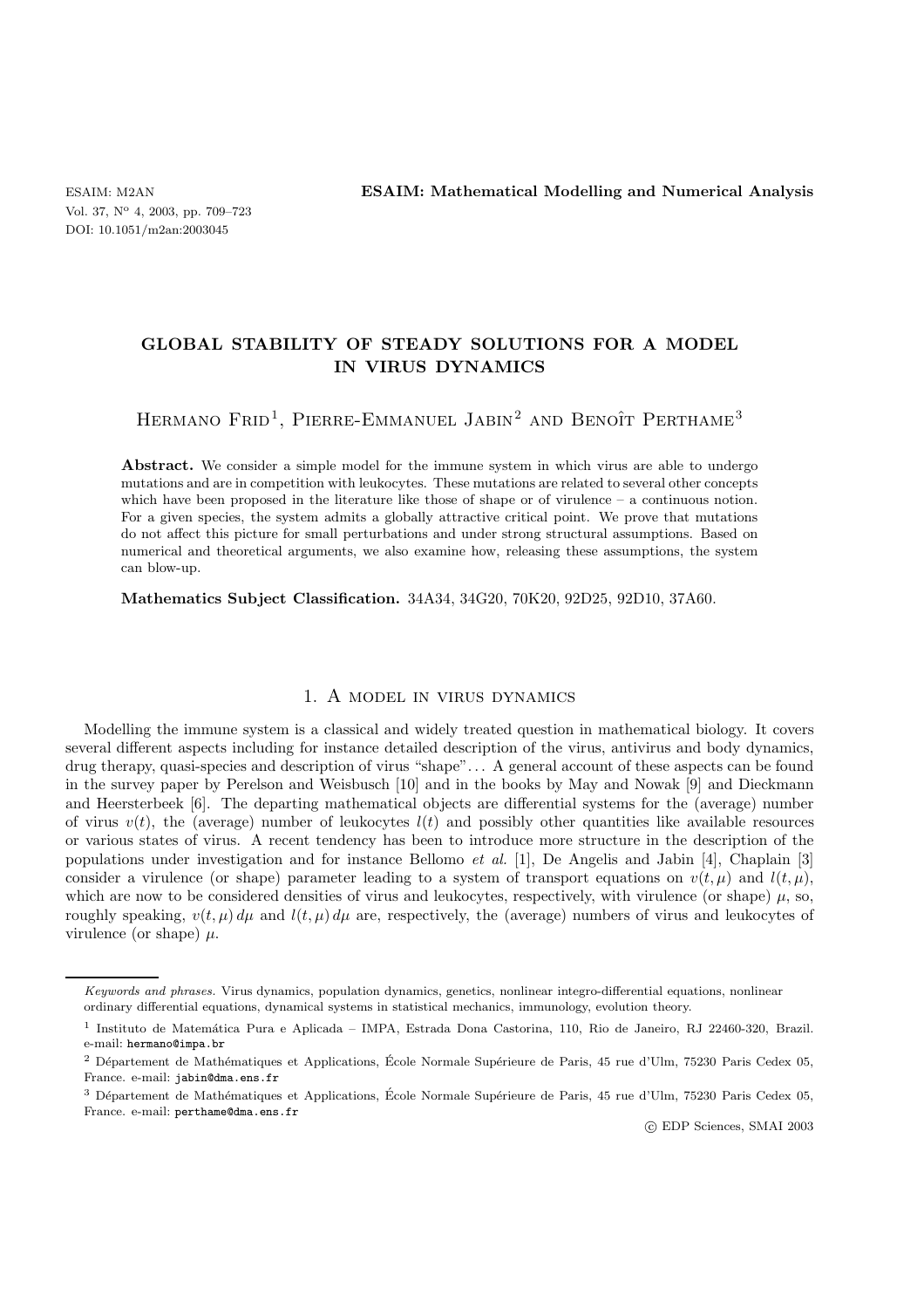# GLOBAL STABILITY OF STEADY SOLUTIONS FOR A MODEL IN VIRUS DYNAMICS

Hermano Frid[1], Pierre-Emmanuel Jabin[2] and Benoît Perthame[3]

**Abstract.** We consider a simple model for the immune system in which virus are able to undergo mutations and are in competition with leukocytes. These mutations are related to several other concepts which have been proposed in the literature like those of shape or of virulence – a continuous notion. For a given species, the system admits a globally attractive critical point. We prove that mutations do not affect this picture for small perturbations and under strong structural assumptions. Based on numerical and theoretical arguments, we also examine how, releasing these assumptions, the system can blow-up.

**Mathematics Subject Classification.** 34A34, 34G20, 70K20, 92D25, 92D10, 37A60.

## 1. A model in virus dynamics

Modelling the immune system is a classical and widely treated question in mathematical biology. It covers several different aspects including for instance detailed description of the virus, antivirus and body dynamics, drug therapy, quasi-species and description of virus "shape"... A general account of these aspects can be found in the survey paper by Perelson and Weisbusch [10] and in the books by May and Nowak [9] and Dieckmann and Heersterbeek [6]. The departing mathematical objects are differential systems for the (average) number of virus $v(t)$, the (average) number of leukocytes $l(t)$ and possibly other quantities like available resources or various states of virus. A recent tendency has been to introduce more structure in the description of the populations under investigation and for instance Bellomo *et al.* [1], De Angelis and Jabin [4], Chaplain [3] consider a virulence (or shape) parameter leading to a system of transport equations on $v(t, \mu)$ and $l(t, \mu)$, which are now to be considered densities of virus and leukocytes, respectively, with virulence (or shape) $\mu$, so, roughly speaking, $v(t, \mu)\, d\mu$ and $l(t, \mu)\, d\mu$ are, respectively, the (average) numbers of virus and leukocytes of virulence (or shape) $\mu$.

---

*Keywords and phrases.* Virus dynamics, population dynamics, genetics, nonlinear integro-differential equations, nonlinear ordinary differential equations, dynamical systems in statistical mechanics, immunology, evolution theory.

[1] Instituto de Matemática Pura e Aplicada – IMPA, Estrada Dona Castorina, 110, Rio de Janeiro, RJ 22460-320, Brazil. e-mail: hermano@impa.br

[2] Département de Mathématiques et Applications, École Normale Supérieure de Paris, 45 rue d'Ulm, 75230 Paris Cedex 05, France. e-mail: jabin@dma.ens.fr

[3] Département de Mathématiques et Applications, École Normale Supérieure de Paris, 45 rue d'Ulm, 75230 Paris Cedex 05, France. e-mail: perthame@dma.ens.fr

© EDP Sciences, SMAI 2003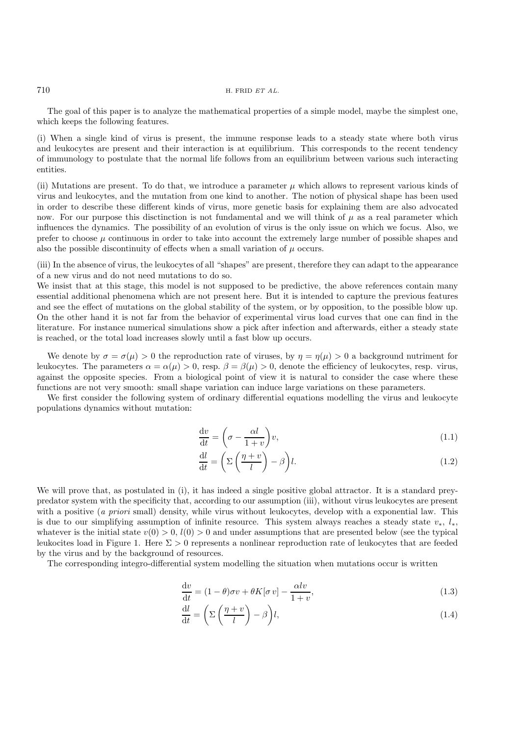The goal of this paper is to analyze the mathematical properties of a simple model, maybe the simplest one, which keeps the following features.

(i) When a single kind of virus is present, the immune response leads to a steady state where both virus and leukocytes are present and their interaction is at equilibrium. This corresponds to the recent tendency of immunology to postulate that the normal life follows from an equilibrium between various such interacting entities.

(ii) Mutations are present. To do that, we introduce a parameter $\mu$ which allows to represent various kinds of virus and leukocytes, and the mutation from one kind to another. The notion of physical shape has been used in order to describe these different kinds of virus, more genetic basis for explaining them are also advocated now. For our purpose this disctinction is not fundamental and we will think of $\mu$ as a real parameter which influences the dynamics. The possibility of an evolution of virus is the only issue on which we focus. Also, we prefer to choose $\mu$ continuous in order to take into account the extremely large number of possible shapes and also the possible discontinuity of effects when a small variation of $\mu$ occurs.

(iii) In the absence of virus, the leukocytes of all "shapes" are present, therefore they can adapt to the appearance of a new virus and do not need mutations to do so.
We insist that at this stage, this model is not supposed to be predictive, the above references contain many essential additional phenomena which are not present here. But it is intended to capture the previous features and see the effect of mutations on the global stability of the system, or by opposition, to the possible blow up. On the other hand it is not far from the behavior of experimental virus load curves that one can find in the literature. For instance numerical simulations show a pick after infection and afterwards, either a steady state is reached, or the total load increases slowly until a fast blow up occurs.

We denote by $\sigma = \sigma(\mu) > 0$ the reproduction rate of viruses, by $\eta = \eta(\mu) > 0$ a background nutriment for leukocytes. The parameters $\alpha = \alpha(\mu) > 0$, resp. $\beta = \beta(\mu) > 0$, denote the efficiency of leukocytes, resp. virus, against the opposite species. From a biological point of view it is natural to consider the case where these functions are not very smooth: small shape variation can induce large variations on these parameters.

We first consider the following system of ordinary differential equations modelling the virus and leukocyte populations dynamics without mutation:

$$\frac{\mathrm{d}v}{\mathrm{d}t} = \left(\sigma - \frac{\alpha l}{1+v}\right)v, \tag{1.1}$$

$$\frac{\mathrm{d}l}{\mathrm{d}t} = \left(\Sigma\left(\frac{\eta + v}{l}\right) - \beta\right)l. \tag{1.2}$$

We will prove that, as postulated in (i), it has indeed a single positive global attractor. It is a standard prey-predator system with the specificity that, according to our assumption (iii), without virus leukocytes are present with a positive (*a priori* small) density, while virus without leukocytes, develop with a exponential law. This is due to our simplifying assumption of infinite resource. This system always reaches a steady state $v_*$, $l_*$, whatever is the initial state $v(0) > 0$, $l(0) > 0$ and under assumptions that are presented below (see the typical leukocites load in Figure 1. Here $\Sigma > 0$ represents a nonlinear reproduction rate of leukocytes that are feeded by the virus and by the background of resources.

The corresponding integro-differential system modelling the situation when mutations occur is written

$$\frac{\mathrm{d}v}{\mathrm{d}t} = (1-\theta)\sigma v + \theta K[\sigma\, v] - \frac{\alpha l v}{1+v}, \tag{1.3}$$

$$\frac{\mathrm{d}l}{\mathrm{d}t} = \left(\Sigma\left(\frac{\eta + v}{l}\right) - \beta\right)l, \tag{1.4}$$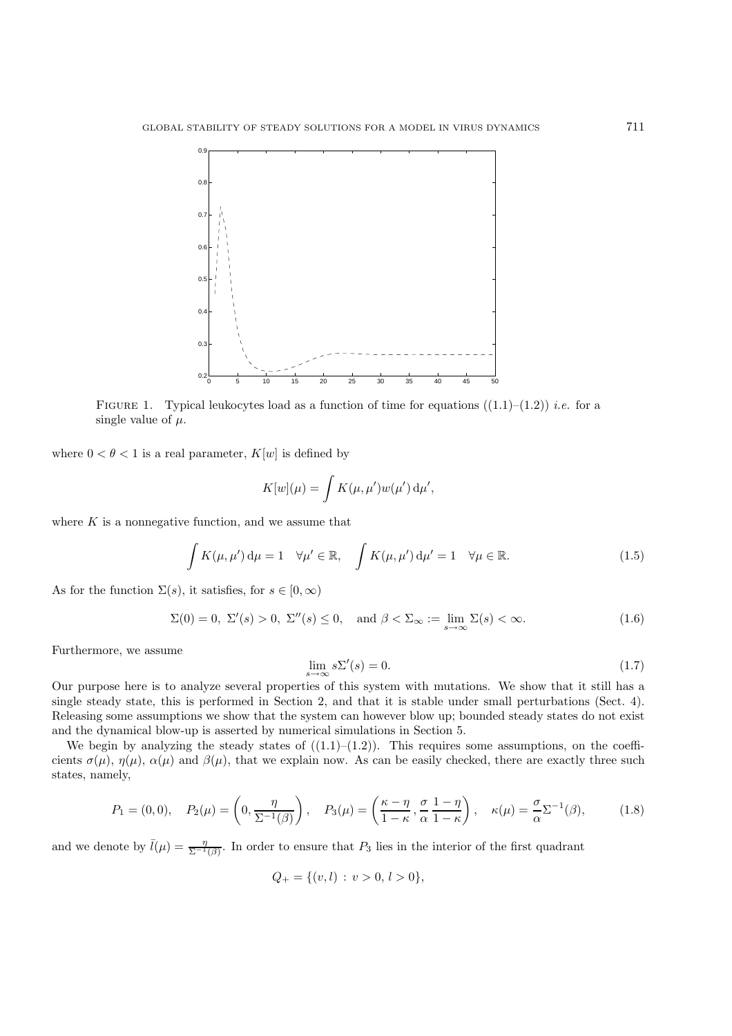FIGURE 1. Typical leukocytes load as a function of time for equations ((1.1)–(1.2)) *i.e.* for a single value of $\mu$.

where $0 < \theta < 1$ is a real parameter, $K[w]$ is defined by

$$K[w](\mu) = \int K(\mu, \mu') w(\mu') \,\mathrm{d}\mu',$$

where $K$ is a nonnegative function, and we assume that

$$\int K(\mu, \mu') \,\mathrm{d}\mu = 1 \quad \forall \mu' \in \mathbb{R}, \quad \int K(\mu, \mu') \,\mathrm{d}\mu' = 1 \quad \forall \mu \in \mathbb{R}. \tag{1.5}$$

As for the function $\Sigma(s)$, it satisfies, for $s \in [0, \infty)$

$$\Sigma(0) = 0,\ \Sigma'(s) > 0,\ \Sigma''(s) \leq 0, \quad \text{and } \beta < \Sigma_\infty := \lim_{s \to \infty} \Sigma(s) < \infty. \tag{1.6}$$

Furthermore, we assume

$$\lim_{s \to \infty} s\Sigma'(s) = 0. \tag{1.7}$$

Our purpose here is to analyze several properties of this system with mutations. We show that it still has a single steady state, this is performed in Section 2, and that it is stable under small perturbations (Sect. 4). Releasing some assumptions we show that the system can however blow up; bounded steady states do not exist and the dynamical blow-up is asserted by numerical simulations in Section 5.

We begin by analyzing the steady states of ((1.1)–(1.2)). This requires some assumptions, on the coefficients $\sigma(\mu)$, $\eta(\mu)$, $\alpha(\mu)$ and $\beta(\mu)$, that we explain now. As can be easily checked, there are exactly three such states, namely,

$$P_1 = (0, 0), \quad P_2(\mu) = \left(0, \frac{\eta}{\Sigma^{-1}(\beta)}\right), \quad P_3(\mu) = \left(\frac{\kappa - \eta}{1 - \kappa}, \frac{\sigma}{\alpha} \frac{1 - \eta}{1 - \kappa}\right), \quad \kappa(\mu) = \frac{\sigma}{\alpha} \Sigma^{-1}(\beta), \tag{1.8}$$

and we denote by $\bar{l}(\mu) = \frac{\eta}{\Sigma^{-1}(\beta)}$. In order to ensure that $P_3$ lies in the interior of the first quadrant

$$Q_+ = \{(v, l) \,:\, v > 0,\, l > 0\},$$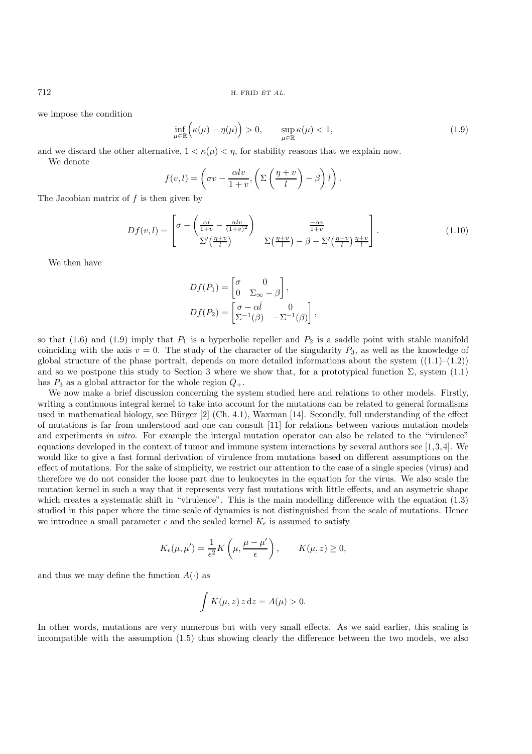we impose the condition

$$\inf_{\mu\in\mathbb{R}}\Big(\kappa(\mu)-\eta(\mu)\Big)>0, \qquad \sup_{\mu\in\mathbb{R}}\kappa(\mu)<1, \tag{1.9}$$

and we discard the other alternative, $1<\kappa(\mu)<\eta$, for stability reasons that we explain now.

We denote

$$f(v,l)=\left(\sigma v-\frac{\alpha l v}{1+v},\left(\Sigma\left(\frac{\eta+v}{l}\right)-\beta\right)l\right).$$

The Jacobian matrix of $f$ is then given by

$$Df(v,l)=\begin{bmatrix}\sigma-\left(\frac{\alpha l}{1+v}-\frac{\alpha l v}{(1+v)^2}\right) & \frac{-\alpha v}{1+v}\\ \Sigma'\left(\frac{\eta+v}{l}\right) & \Sigma\left(\frac{\eta+v}{l}\right)-\beta-\Sigma'\left(\frac{\eta+v}{l}\right)\frac{\eta+v}{l}\end{bmatrix}. \tag{1.10}$$

We then have

$$Df(P_1)=\begin{bmatrix}\sigma & 0\\ 0 & \Sigma_\infty-\beta\end{bmatrix},$$
$$Df(P_2)=\begin{bmatrix}\sigma-\alpha\bar{l} & 0\\ \Sigma^{-1}(\beta) & -\Sigma^{-1}(\beta)\end{bmatrix},$$

so that (1.6) and (1.9) imply that $P_1$ is a hyperbolic repeller and $P_2$ is a saddle point with stable manifold coinciding with the axis $v=0$. The study of the character of the singularity $P_3$, as well as the knowledge of global structure of the phase portrait, depends on more detailed informations about the system ((1.1)–(1.2)) and so we postpone this study to Section 3 where we show that, for a prototypical function $\Sigma$, system (1.1) has $P_3$ as a global attractor for the whole region $Q_+$.

We now make a brief discussion concerning the system studied here and relations to other models. Firstly, writing a continuous integral kernel to take into account for the mutations can be related to general formalisms used in mathematical biology, see Bürger [2] (Ch. 4.1), Waxman [14]. Secondly, full understanding of the effect of mutations is far from understood and one can consult [11] for relations between various mutation models and experiments *in vitro*. For example the intergal mutation operator can also be related to the "virulence" equations developed in the context of tumor and immune system interactions by several authors see [1,3,4]. We would like to give a fast formal derivation of virulence from mutations based on different assumptions on the effect of mutations. For the sake of simplicity, we restrict our attention to the case of a single species (virus) and therefore we do not consider the loose part due to leukocytes in the equation for the virus. We also scale the mutation kernel in such a way that it represents very fast mutations with little effects, and an asymetric shape which creates a systematic shift in "virulence". This is the main modelling difference with the equation (1.3) studied in this paper where the time scale of dynamics is not distinguished from the scale of mutations. Hence we introduce a small parameter $\epsilon$ and the scaled kernel $K_\epsilon$ is assumed to satisfy

$$K_\epsilon(\mu,\mu')=\frac{1}{\epsilon^2}K\left(\mu,\frac{\mu-\mu'}{\epsilon}\right), \qquad K(\mu,z)\geq 0,$$

and thus we may define the function $A(\cdot)$ as

$$\int K(\mu,z)\,z\,\mathrm{d}z=A(\mu)>0.$$

In other words, mutations are very numerous but with very small effects. As we said earlier, this scaling is incompatible with the assumption (1.5) thus showing clearly the difference between the two models, we also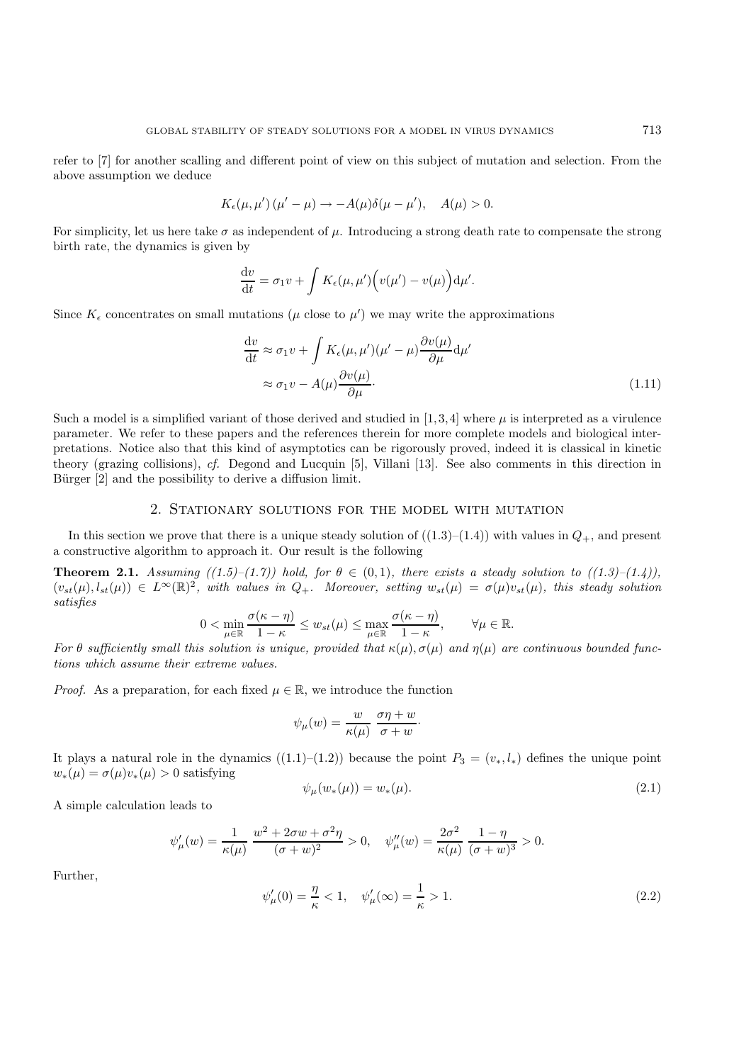refer to [7] for another scalling and different point of view on this subject of mutation and selection. From the above assumption we deduce

$$K_\epsilon(\mu, \mu')\,(\mu' - \mu) \to -A(\mu)\delta(\mu - \mu'), \quad A(\mu) > 0.$$

For simplicity, let us here take $\sigma$ as independent of $\mu$. Introducing a strong death rate to compensate the strong birth rate, the dynamics is given by

$$\frac{\mathrm{d}v}{\mathrm{d}t} = \sigma_1 v + \int K_\epsilon(\mu, \mu')\Big(v(\mu') - v(\mu)\Big)\mathrm{d}\mu'.$$

Since $K_\epsilon$ concentrates on small mutations ($\mu$ close to $\mu'$) we may write the approximations

$$\begin{aligned}\frac{\mathrm{d}v}{\mathrm{d}t} &\approx \sigma_1 v + \int K_\epsilon(\mu, \mu')(\mu' - \mu)\frac{\partial v(\mu)}{\partial \mu}\mathrm{d}\mu' \\ &\approx \sigma_1 v - A(\mu)\frac{\partial v(\mu)}{\partial \mu}\cdot \end{aligned} \tag{1.11}$$

Such a model is a simplified variant of those derived and studied in [1,3,4] where $\mu$ is interpreted as a virulence parameter. We refer to these papers and the references therein for more complete models and biological interpretations. Notice also that this kind of asymptotics can be rigorously proved, indeed it is classical in kinetic theory (grazing collisions), *cf.* Degond and Lucquin [5], Villani [13]. See also comments in this direction in Bürger [2] and the possibility to derive a diffusion limit.

## 2. Stationary solutions for the model with mutation

In this section we prove that there is a unique steady solution of ((1.3)–(1.4)) with values in $Q_+$, and present a constructive algorithm to approach it. Our result is the following

**Theorem 2.1.** *Assuming ((1.5)–(1.7)) hold, for $\theta \in (0,1)$, there exists a steady solution to ((1.3)–(1.4)), $(v_{st}(\mu), l_{st}(\mu)) \in L^\infty(\mathbb{R})^2$, with values in $Q_+$. Moreover, setting $w_{st}(\mu) = \sigma(\mu)v_{st}(\mu)$, this steady solution satisfies*

$$0 < \min_{\mu\in\mathbb{R}} \frac{\sigma(\kappa - \eta)}{1 - \kappa} \leq w_{st}(\mu) \leq \max_{\mu\in\mathbb{R}} \frac{\sigma(\kappa - \eta)}{1 - \kappa}, \qquad \forall \mu \in \mathbb{R}.$$

*For $\theta$ sufficiently small this solution is unique, provided that $\kappa(\mu), \sigma(\mu)$ and $\eta(\mu)$ are continuous bounded functions which assume their extreme values.*

*Proof.* As a preparation, for each fixed $\mu \in \mathbb{R}$, we introduce the function

$$\psi_\mu(w) = \frac{w}{\kappa(\mu)}\ \frac{\sigma\eta + w}{\sigma + w}\cdot$$

It plays a natural role in the dynamics ((1.1)–(1.2)) because the point $P_3 = (v_*, l_*)$ defines the unique point $w_*(\mu) = \sigma(\mu)v_*(\mu) > 0$ satisfying

$$\psi_\mu(w_*(\mu)) = w_*(\mu). \tag{2.1}$$

A simple calculation leads to

$$\psi'_\mu(w) = \frac{1}{\kappa(\mu)}\ \frac{w^2 + 2\sigma w + \sigma^2\eta}{(\sigma + w)^2} > 0, \quad \psi''_\mu(w) = \frac{2\sigma^2}{\kappa(\mu)}\ \frac{1 - \eta}{(\sigma + w)^3} > 0.$$

Further,

$$\psi'_\mu(0) = \frac{\eta}{\kappa} < 1, \quad \psi'_\mu(\infty) = \frac{1}{\kappa} > 1. \tag{2.2}$$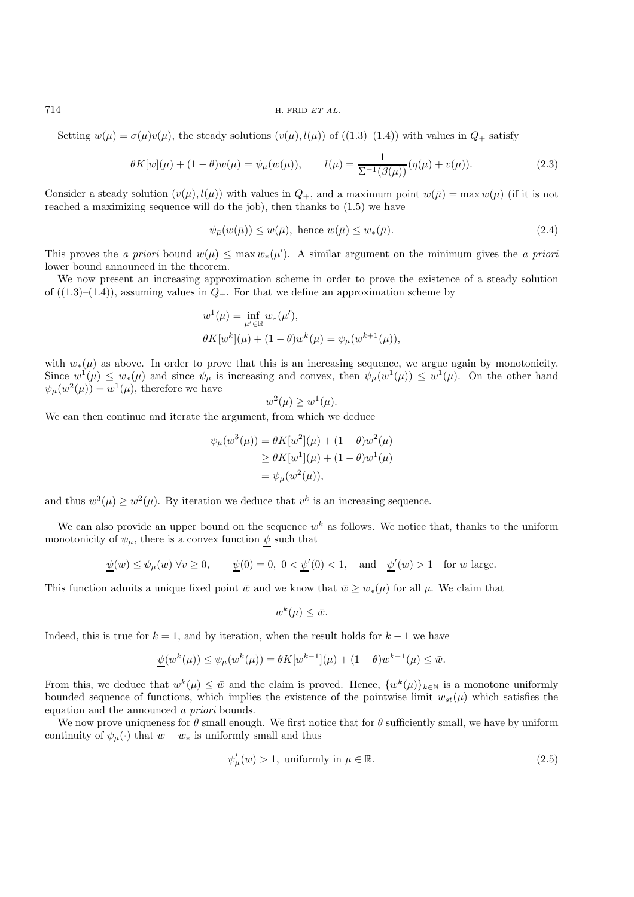Setting $w(\mu) = \sigma(\mu)v(\mu)$, the steady solutions $(v(\mu), l(\mu))$ of ((1.3)–(1.4)) with values in $Q_+$ satisfy

$$\theta K[w](\mu) + (1-\theta)w(\mu) = \psi_\mu(w(\mu)), \qquad l(\mu) = \frac{1}{\Sigma^{-1}(\beta(\mu))}(\eta(\mu) + v(\mu)). \tag{2.3}$$

Consider a steady solution $(v(\mu), l(\mu))$ with values in $Q_+$, and a maximum point $w(\bar{\mu}) = \max w(\mu)$ (if it is not reached a maximizing sequence will do the job), then thanks to (1.5) we have

$$\psi_{\bar{\mu}}(w(\bar{\mu})) \le w(\bar{\mu}), \text{ hence } w(\bar{\mu}) \le w_*(\bar{\mu}). \tag{2.4}$$

This proves the *a priori* bound $w(\mu) \le \max w_*(\mu')$. A similar argument on the minimum gives the *a priori* lower bound announced in the theorem.

We now present an increasing approximation scheme in order to prove the existence of a steady solution of ((1.3)–(1.4)), assuming values in $Q_+$. For that we define an approximation scheme by

$$w^1(\mu) = \inf_{\mu' \in \mathbb{R}} w_*(\mu'),$$
$$\theta K[w^k](\mu) + (1-\theta)w^k(\mu) = \psi_\mu(w^{k+1}(\mu)),$$

with $w_*(\mu)$ as above. In order to prove that this is an increasing sequence, we argue again by monotonicity. Since $w^1(\mu) \le w_*(\mu)$ and since $\psi_\mu$ is increasing and convex, then $\psi_\mu(w^1(\mu)) \le w^1(\mu)$. On the other hand $\psi_\mu(w^2(\mu)) = w^1(\mu)$, therefore we have

$$w^2(\mu) \ge w^1(\mu).$$

We can then continue and iterate the argument, from which we deduce

$$\begin{aligned}
\psi_\mu(w^3(\mu)) &= \theta K[w^2](\mu) + (1-\theta)w^2(\mu) \\
&\ge \theta K[w^1](\mu) + (1-\theta)w^1(\mu) \\
&= \psi_\mu(w^2(\mu)),
\end{aligned}$$

and thus $w^3(\mu) \ge w^2(\mu)$. By iteration we deduce that $v^k$ is an increasing sequence.

We can also provide an upper bound on the sequence $w^k$ as follows. We notice that, thanks to the uniform monotonicity of $\psi_\mu$, there is a convex function $\underline{\psi}$ such that

$$\underline{\psi}(w) \le \psi_\mu(w) \ \forall v \ge 0, \qquad \underline{\psi}(0) = 0, \ 0 < \underline{\psi}'(0) < 1, \quad \text{and} \quad \underline{\psi}'(w) > 1 \quad \text{for } w \text{ large}.$$

This function admits a unique fixed point $\bar{w}$ and we know that $\bar{w} \ge w_*(\mu)$ for all $\mu$. We claim that

$$w^k(\mu) \le \bar{w}.$$

Indeed, this is true for $k = 1$, and by iteration, when the result holds for $k-1$ we have

$$\underline{\psi}(w^k(\mu)) \le \psi_\mu(w^k(\mu)) = \theta K[w^{k-1}](\mu) + (1-\theta)w^{k-1}(\mu) \le \bar{w}.$$

From this, we deduce that $w^k(\mu) \le \bar{w}$ and the claim is proved. Hence, $\{w^k(\mu)\}_{k\in\mathbb{N}}$ is a monotone uniformly bounded sequence of functions, which implies the existence of the pointwise limit $w_{st}(\mu)$ which satisfies the equation and the announced *a priori* bounds.

We now prove uniqueness for $\theta$ small enough. We first notice that for $\theta$ sufficiently small, we have by uniform continuity of $\psi_\mu(\cdot)$ that $w - w_*$ is uniformly small and thus

$$\psi_\mu'(w) > 1, \text{ uniformly in } \mu \in \mathbb{R}. \tag{2.5}$$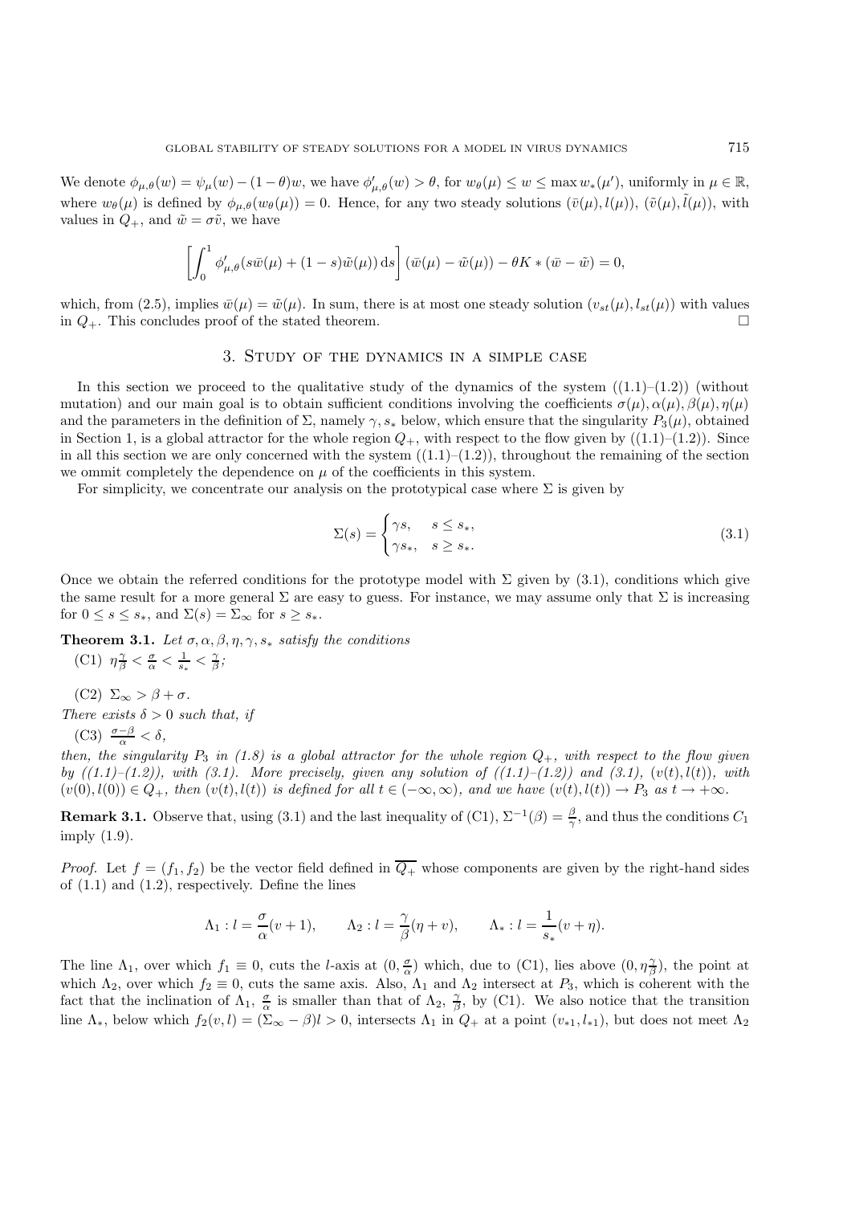We denote $\phi_{\mu,\theta}(w) = \psi_\mu(w) - (1-\theta)w$, we have $\phi'_{\mu,\theta}(w) > \theta$, for $w_\theta(\mu) \le w \le \max w_*(\mu')$, uniformly in $\mu \in \mathbb{R}$, where $w_\theta(\mu)$ is defined by $\phi_{\mu,\theta}(w_\theta(\mu)) = 0$. Hence, for any two steady solutions $(\bar v(\mu), l(\mu))$, $(\tilde v(\mu), \tilde l(\mu))$, with values in $Q_+$, and $\tilde w = \sigma \tilde v$, we have

$$\left[\int_0^1 \phi'_{\mu,\theta}(s\bar w(\mu) + (1-s)\tilde w(\mu))\,\mathrm{d}s\right](\bar w(\mu) - \tilde w(\mu)) - \theta K * (\bar w - \tilde w) = 0,$$

which, from (2.5), implies $\bar w(\mu) = \tilde w(\mu)$. In sum, there is at most one steady solution $(v_{st}(\mu), l_{st}(\mu))$ with values in $Q_+$. This concludes proof of the stated theorem. □

## 3. Study of the dynamics in a simple case

In this section we proceed to the qualitative study of the dynamics of the system ((1.1)–(1.2)) (without mutation) and our main goal is to obtain sufficient conditions involving the coefficients $\sigma(\mu), \alpha(\mu), \beta(\mu), \eta(\mu)$ and the parameters in the definition of $\Sigma$, namely $\gamma, s_*$ below, which ensure that the singularity $P_3(\mu)$, obtained in Section 1, is a global attractor for the whole region $Q_+$, with respect to the flow given by ((1.1)–(1.2)). Since in all this section we are only concerned with the system ((1.1)–(1.2)), throughout the remaining of the section we ommit completely the dependence on $\mu$ of the coefficients in this system.

For simplicity, we concentrate our analysis on the prototypical case where $\Sigma$ is given by

$$\Sigma(s) = \begin{cases} \gamma s, & s \le s_*, \\ \gamma s_*, & s \ge s_*. \end{cases} \tag{3.1}$$

Once we obtain the referred conditions for the prototype model with $\Sigma$ given by (3.1), conditions which give the same result for a more general $\Sigma$ are easy to guess. For instance, we may assume only that $\Sigma$ is increasing for $0 \le s \le s_*$, and $\Sigma(s) = \Sigma_\infty$ for $s \ge s_*$.

**Theorem 3.1.** *Let $\sigma, \alpha, \beta, \eta, \gamma, s_*$ satisfy the conditions*

(C1) $\eta\frac{\gamma}{\beta} < \frac{\sigma}{\alpha} < \frac{1}{s_*} < \frac{\gamma}{\beta}$;

(C2) $\Sigma_\infty > \beta + \sigma$.

*There exists $\delta > 0$ such that, if*

(C3) $\frac{\sigma - \beta}{\alpha} < \delta$,

*then, the singularity $P_3$ in (1.8) is a global attractor for the whole region $Q_+$, with respect to the flow given by ((1.1)–(1.2)), with (3.1). More precisely, given any solution of ((1.1)–(1.2)) and (3.1), $(v(t), l(t))$, with $(v(0), l(0)) \in Q_+$, then $(v(t), l(t))$ is defined for all $t \in (-\infty, \infty)$, and we have $(v(t), l(t)) \to P_3$ as $t \to +\infty$.*

**Remark 3.1.** Observe that, using (3.1) and the last inequality of (C1), $\Sigma^{-1}(\beta) = \frac{\beta}{\gamma}$, and thus the conditions $C_1$ imply (1.9).

*Proof.* Let $f = (f_1, f_2)$ be the vector field defined in $\overline{Q_+}$ whose components are given by the right-hand sides of (1.1) and (1.2), respectively. Define the lines

$$\Lambda_1 : l = \frac{\sigma}{\alpha}(v+1), \qquad \Lambda_2 : l = \frac{\gamma}{\beta}(\eta + v), \qquad \Lambda_* : l = \frac{1}{s_*}(v + \eta).$$

The line $\Lambda_1$, over which $f_1 \equiv 0$, cuts the $l$-axis at $(0, \frac{\sigma}{\alpha})$ which, due to (C1), lies above $(0, \eta\frac{\gamma}{\beta})$, the point at which $\Lambda_2$, over which $f_2 \equiv 0$, cuts the same axis. Also, $\Lambda_1$ and $\Lambda_2$ intersect at $P_3$, which is coherent with the fact that the inclination of $\Lambda_1$, $\frac{\sigma}{\alpha}$ is smaller than that of $\Lambda_2$, $\frac{\gamma}{\beta}$, by (C1). We also notice that the transition line $\Lambda_*$, below which $f_2(v, l) = (\Sigma_\infty - \beta)l > 0$, intersects $\Lambda_1$ in $Q_+$ at a point $(v_{*1}, l_{*1})$, but does not meet $\Lambda_2$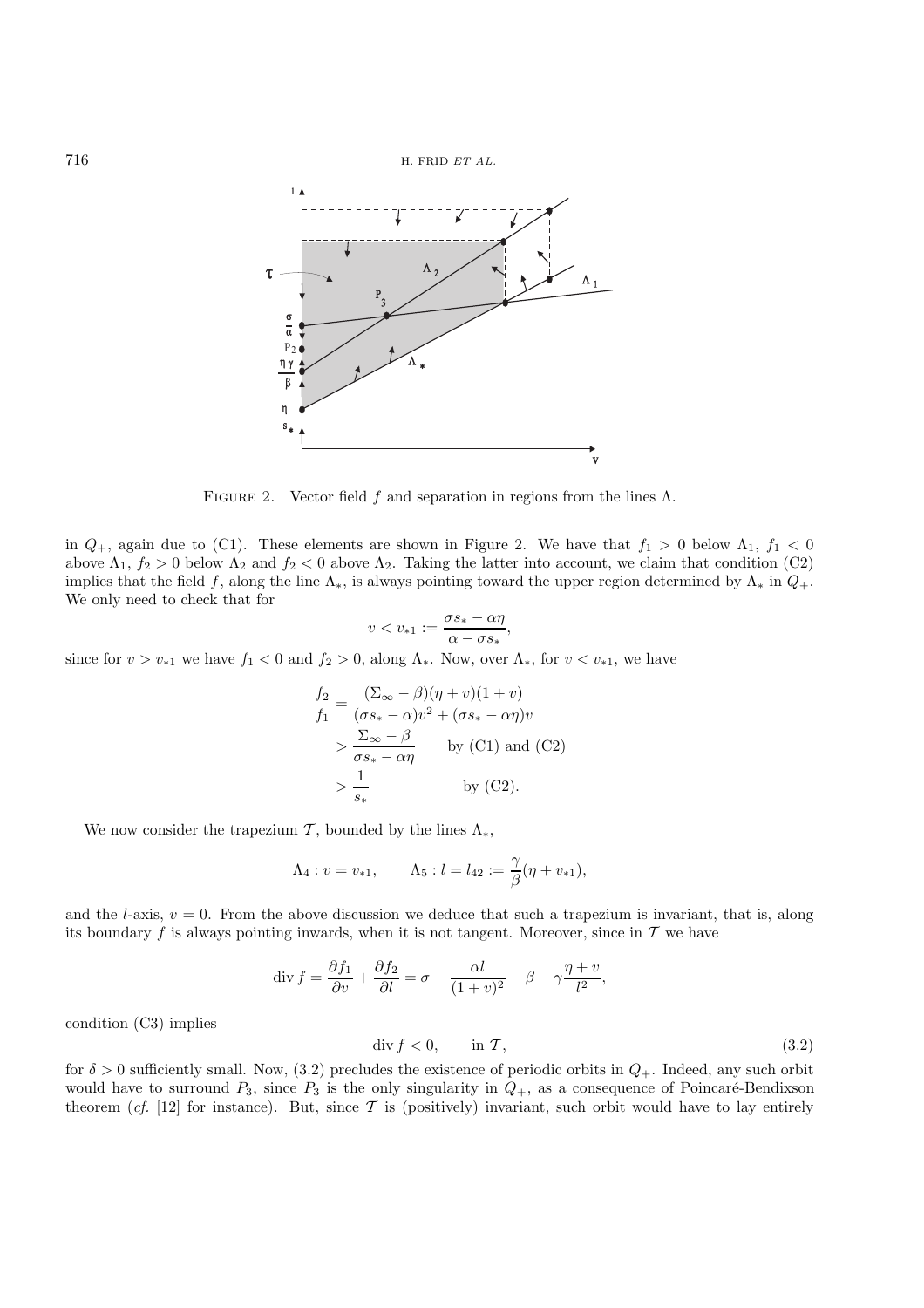Figure 2. Vector field $f$ and separation in regions from the lines $\Lambda$.

in $Q_+$, again due to (C1). These elements are shown in Figure 2. We have that $f_1 > 0$ below $\Lambda_1$, $f_1 < 0$ above $\Lambda_1$, $f_2 > 0$ below $\Lambda_2$ and $f_2 < 0$ above $\Lambda_2$. Taking the latter into account, we claim that condition (C2) implies that the field $f$, along the line $\Lambda_*$, is always pointing toward the upper region determined by $\Lambda_*$ in $Q_+$. We only need to check that for

$$v < v_{*1} := \frac{\sigma s_* - \alpha\eta}{\alpha - \sigma s_*},$$

since for $v > v_{*1}$ we have $f_1 < 0$ and $f_2 > 0$, along $\Lambda_*$. Now, over $\Lambda_*$, for $v < v_{*1}$, we have

$$\begin{aligned}
\frac{f_2}{f_1} &= \frac{(\Sigma_\infty - \beta)(\eta + v)(1+v)}{(\sigma s_* - \alpha)v^2 + (\sigma s_* - \alpha\eta)v} \\
&> \frac{\Sigma_\infty - \beta}{\sigma s_* - \alpha\eta} \qquad \text{by (C1) and (C2)} \\
&> \frac{1}{s_*} \qquad \text{by (C2).}
\end{aligned}$$

We now consider the trapezium $\mathcal{T}$, bounded by the lines $\Lambda_*$,

$$\Lambda_4 : v = v_{*1}, \qquad \Lambda_5 : l = l_{42} := \frac{\gamma}{\beta}(\eta + v_{*1}),$$

and the $l$-axis, $v = 0$. From the above discussion we deduce that such a trapezium is invariant, that is, along its boundary $f$ is always pointing inwards, when it is not tangent. Moreover, since in $\mathcal{T}$ we have

$$\operatorname{div} f = \frac{\partial f_1}{\partial v} + \frac{\partial f_2}{\partial l} = \sigma - \frac{\alpha l}{(1+v)^2} - \beta - \gamma\frac{\eta + v}{l^2},$$

condition (C3) implies

$$\operatorname{div} f < 0, \qquad \text{in } \mathcal{T}, \tag{3.2}$$

for $\delta > 0$ sufficiently small. Now, (3.2) precludes the existence of periodic orbits in $Q_+$. Indeed, any such orbit would have to surround $P_3$, since $P_3$ is the only singularity in $Q_+$, as a consequence of Poincaré-Bendixson theorem (*cf.* [12] for instance). But, since $\mathcal{T}$ is (positively) invariant, such orbit would have to lay entirely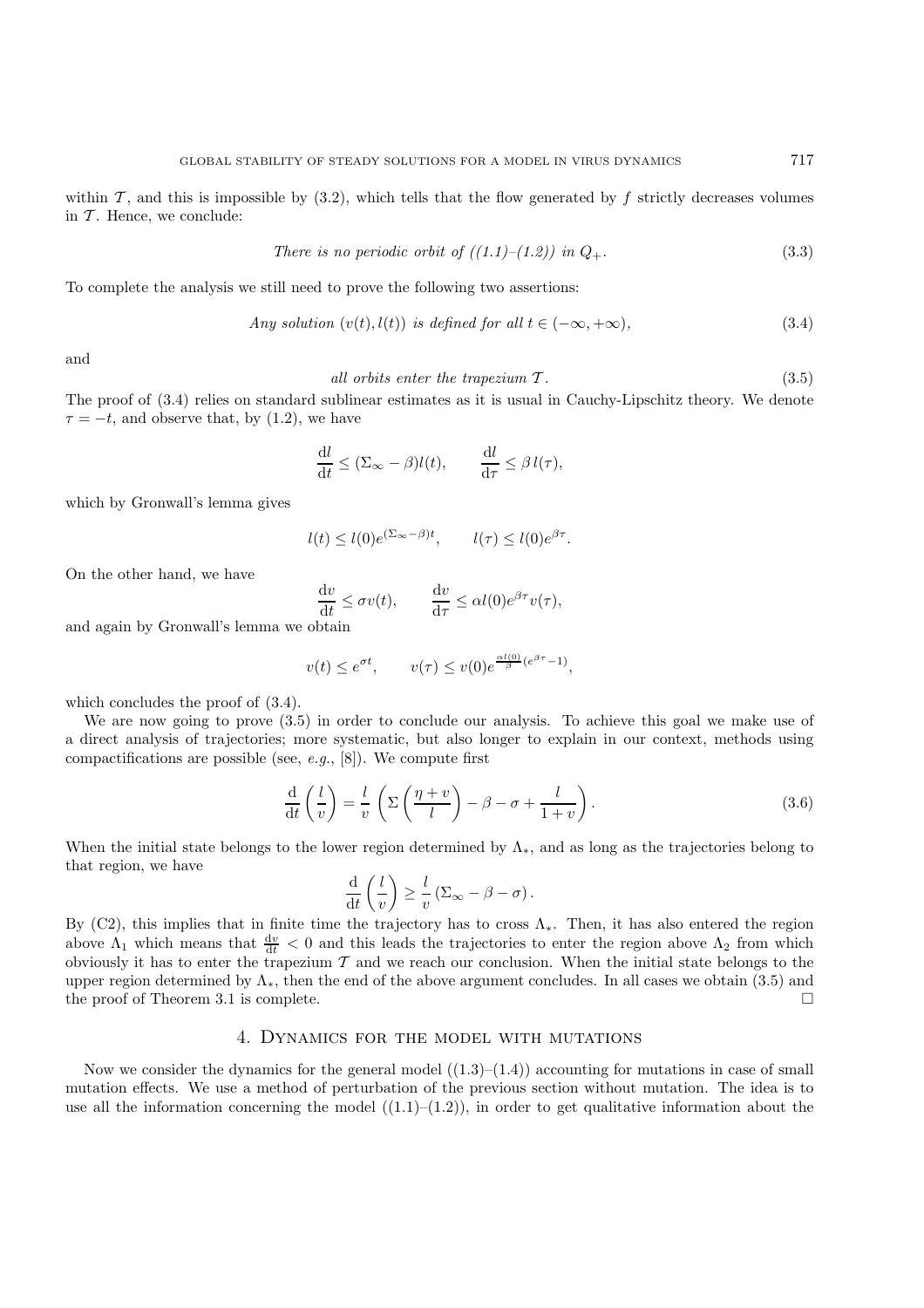within $\mathcal{T}$, and this is impossible by (3.2), which tells that the flow generated by $f$ strictly decreases volumes in $\mathcal{T}$. Hence, we conclude:

$$\textit{There is no periodic orbit of ((1.1)–(1.2)) in } Q_+. \tag{3.3}$$

To complete the analysis we still need to prove the following two assertions:

$$\textit{Any solution } (v(t), l(t)) \textit{ is defined for all } t \in (-\infty, +\infty), \tag{3.4}$$

and

$$\textit{all orbits enter the trapezium } \mathcal{T}. \tag{3.5}$$

The proof of (3.4) relies on standard sublinear estimates as it is usual in Cauchy-Lipschitz theory. We denote $\tau = -t$, and observe that, by (1.2), we have

$$\frac{\mathrm{d}l}{\mathrm{d}t} \leq (\Sigma_\infty - \beta) l(t), \qquad \frac{\mathrm{d}l}{\mathrm{d}\tau} \leq \beta\, l(\tau),$$

which by Gronwall's lemma gives

$$l(t) \leq l(0) e^{(\Sigma_\infty - \beta)t}, \qquad l(\tau) \leq l(0) e^{\beta\tau}.$$

On the other hand, we have

$$\frac{\mathrm{d}v}{\mathrm{d}t} \leq \sigma v(t), \qquad \frac{\mathrm{d}v}{\mathrm{d}\tau} \leq \alpha l(0) e^{\beta\tau} v(\tau),$$

and again by Gronwall's lemma we obtain

$$v(t) \leq e^{\sigma t}, \qquad v(\tau) \leq v(0) e^{\frac{\alpha l(0)}{\beta}(e^{\beta\tau} - 1)},$$

which concludes the proof of (3.4).

We are now going to prove (3.5) in order to conclude our analysis. To achieve this goal we make use of a direct analysis of trajectories; more systematic, but also longer to explain in our context, methods using compactifications are possible (see, *e.g.*, [8]). We compute first

$$\frac{\mathrm{d}}{\mathrm{d}t}\left(\frac{l}{v}\right) = \frac{l}{v}\left(\Sigma\left(\frac{\eta + v}{l}\right) - \beta - \sigma + \frac{l}{1 + v}\right). \tag{3.6}$$

When the initial state belongs to the lower region determined by $\Lambda_*$, and as long as the trajectories belong to that region, we have

$$\frac{\mathrm{d}}{\mathrm{d}t}\left(\frac{l}{v}\right) \geq \frac{l}{v}\left(\Sigma_\infty - \beta - \sigma\right).$$

By (C2), this implies that in finite time the trajectory has to cross $\Lambda_*$. Then, it has also entered the region above $\Lambda_1$ which means that $\frac{\mathrm{d}v}{\mathrm{d}t} < 0$ and this leads the trajectories to enter the region above $\Lambda_2$ from which obviously it has to enter the trapezium $\mathcal{T}$ and we reach our conclusion. When the initial state belongs to the upper region determined by $\Lambda_*$, then the end of the above argument concludes. In all cases we obtain (3.5) and the proof of Theorem 3.1 is complete. □

## 4. Dynamics for the model with mutations

Now we consider the dynamics for the general model ((1.3)–(1.4)) accounting for mutations in case of small mutation effects. We use a method of perturbation of the previous section without mutation. The idea is to use all the information concerning the model ((1.1)–(1.2)), in order to get qualitative information about the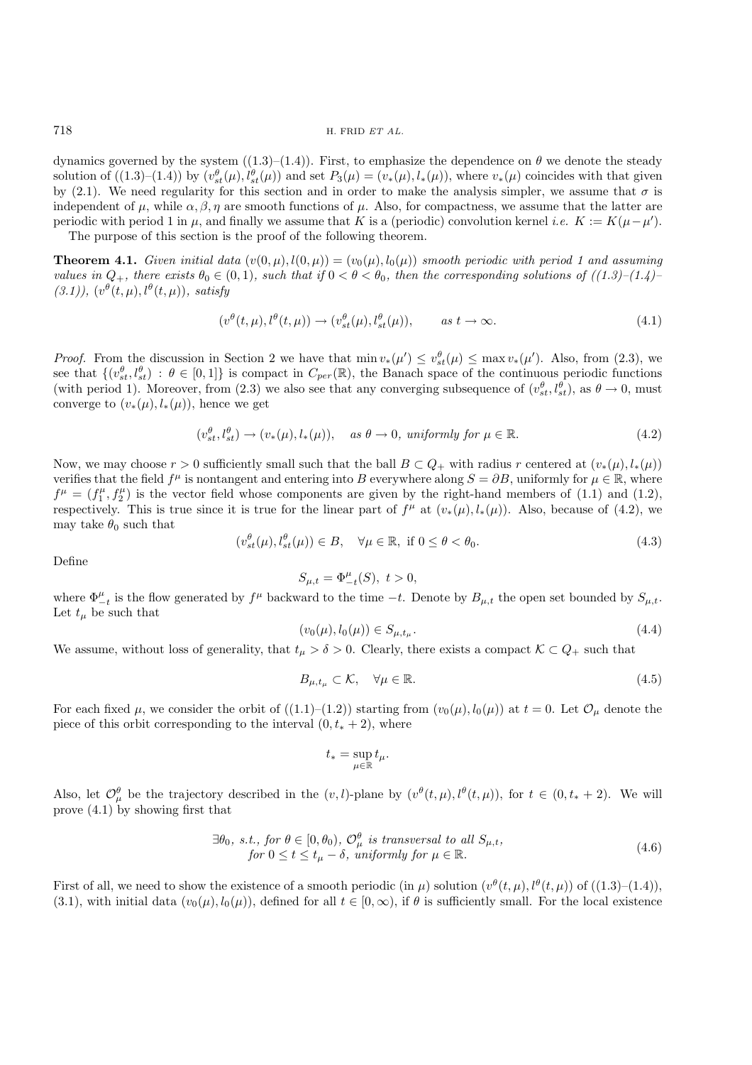dynamics governed by the system ((1.3)–(1.4)). First, to emphasize the dependence on $\theta$ we denote the steady solution of ((1.3)–(1.4)) by $(v_{st}^\theta(\mu), l_{st}^\theta(\mu))$ and set $P_3(\mu) = (v_*(\mu), l_*(\mu))$, where $v_*(\mu)$ coincides with that given by (2.1). We need regularity for this section and in order to make the analysis simpler, we assume that $\sigma$ is independent of $\mu$, while $\alpha, \beta, \eta$ are smooth functions of $\mu$. Also, for compactness, we assume that the latter are periodic with period 1 in $\mu$, and finally we assume that $K$ is a (periodic) convolution kernel *i.e.* $K := K(\mu - \mu')$.

The purpose of this section is the proof of the following theorem.

**Theorem 4.1.** *Given initial data $(v(0,\mu), l(0,\mu)) = (v_0(\mu), l_0(\mu))$ smooth periodic with period 1 and assuming values in $Q_+$, there exists $\theta_0 \in (0,1)$, such that if $0 < \theta < \theta_0$, then the corresponding solutions of ((1.3)–(1.4)–(3.1)), $(v^\theta(t,\mu), l^\theta(t,\mu))$, satisfy*

$$(v^\theta(t,\mu), l^\theta(t,\mu)) \to (v_{st}^\theta(\mu), l_{st}^\theta(\mu)), \qquad \text{as } t \to \infty. \tag{4.1}$$

*Proof.* From the discussion in Section 2 we have that $\min v_*(\mu') \le v_{st}^\theta(\mu) \le \max v_*(\mu')$. Also, from (2.3), we see that $\{(v_{st}^\theta, l_{st}^\theta) : \theta \in [0,1]\}$ is compact in $C_{per}(\mathbb{R})$, the Banach space of the continuous periodic functions (with period 1). Moreover, from (2.3) we also see that any converging subsequence of $(v_{st}^\theta, l_{st}^\theta)$, as $\theta \to 0$, must converge to $(v_*(\mu), l_*(\mu))$, hence we get

$$(v_{st}^\theta, l_{st}^\theta) \to (v_*(\mu), l_*(\mu)), \quad \text{as } \theta \to 0, \text{ uniformly for } \mu \in \mathbb{R}. \tag{4.2}$$

Now, we may choose $r > 0$ sufficiently small such that the ball $B \subset Q_+$ with radius $r$ centered at $(v_*(\mu), l_*(\mu))$ verifies that the field $f^\mu$ is nontangent and entering into $B$ everywhere along $S = \partial B$, uniformly for $\mu \in \mathbb{R}$, where $f^\mu = (f_1^\mu, f_2^\mu)$ is the vector field whose components are given by the right-hand members of (1.1) and (1.2), respectively. This is true since it is true for the linear part of $f^\mu$ at $(v_*(\mu), l_*(\mu))$. Also, because of (4.2), we may take $\theta_0$ such that

$$(v_{st}^\theta(\mu), l_{st}^\theta(\mu)) \in B, \quad \forall \mu \in \mathbb{R}, \text{ if } 0 \le \theta < \theta_0. \tag{4.3}$$

Define

$$S_{\mu,t} = \Phi_{-t}^\mu(S), \ t > 0,$$

where $\Phi_{-t}^\mu$ is the flow generated by $f^\mu$ backward to the time $-t$. Denote by $B_{\mu,t}$ the open set bounded by $S_{\mu,t}$. Let $t_\mu$ be such that

$$(v_0(\mu), l_0(\mu)) \in S_{\mu,t_\mu}. \tag{4.4}$$

We assume, without loss of generality, that $t_\mu > \delta > 0$. Clearly, there exists a compact $\mathcal{K} \subset Q_+$ such that

$$B_{\mu,t_\mu} \subset \mathcal{K}, \quad \forall \mu \in \mathbb{R}. \tag{4.5}$$

For each fixed $\mu$, we consider the orbit of ((1.1)–(1.2)) starting from $(v_0(\mu), l_0(\mu))$ at $t = 0$. Let $\mathcal{O}_\mu$ denote the piece of this orbit corresponding to the interval $(0, t_* + 2)$, where

$$t_* = \sup_{\mu \in \mathbb{R}} t_\mu.$$

Also, let $\mathcal{O}_\mu^\theta$ be the trajectory described in the $(v,l)$-plane by $(v^\theta(t,\mu), l^\theta(t,\mu))$, for $t \in (0, t_* + 2)$. We will prove (4.1) by showing first that

$$\begin{aligned} &\exists \theta_0, \text{ s.t., for } \theta \in [0, \theta_0), \ \mathcal{O}_\mu^\theta \text{ is transversal to all } S_{\mu,t}, \\ &\text{for } 0 \le t \le t_\mu - \delta, \text{ uniformly for } \mu \in \mathbb{R}. \end{aligned} \tag{4.6}$$

First of all, we need to show the existence of a smooth periodic (in $\mu$) solution $(v^\theta(t,\mu), l^\theta(t,\mu))$ of ((1.3)–(1.4)), (3.1), with initial data $(v_0(\mu), l_0(\mu))$, defined for all $t \in [0, \infty)$, if $\theta$ is sufficiently small. For the local existence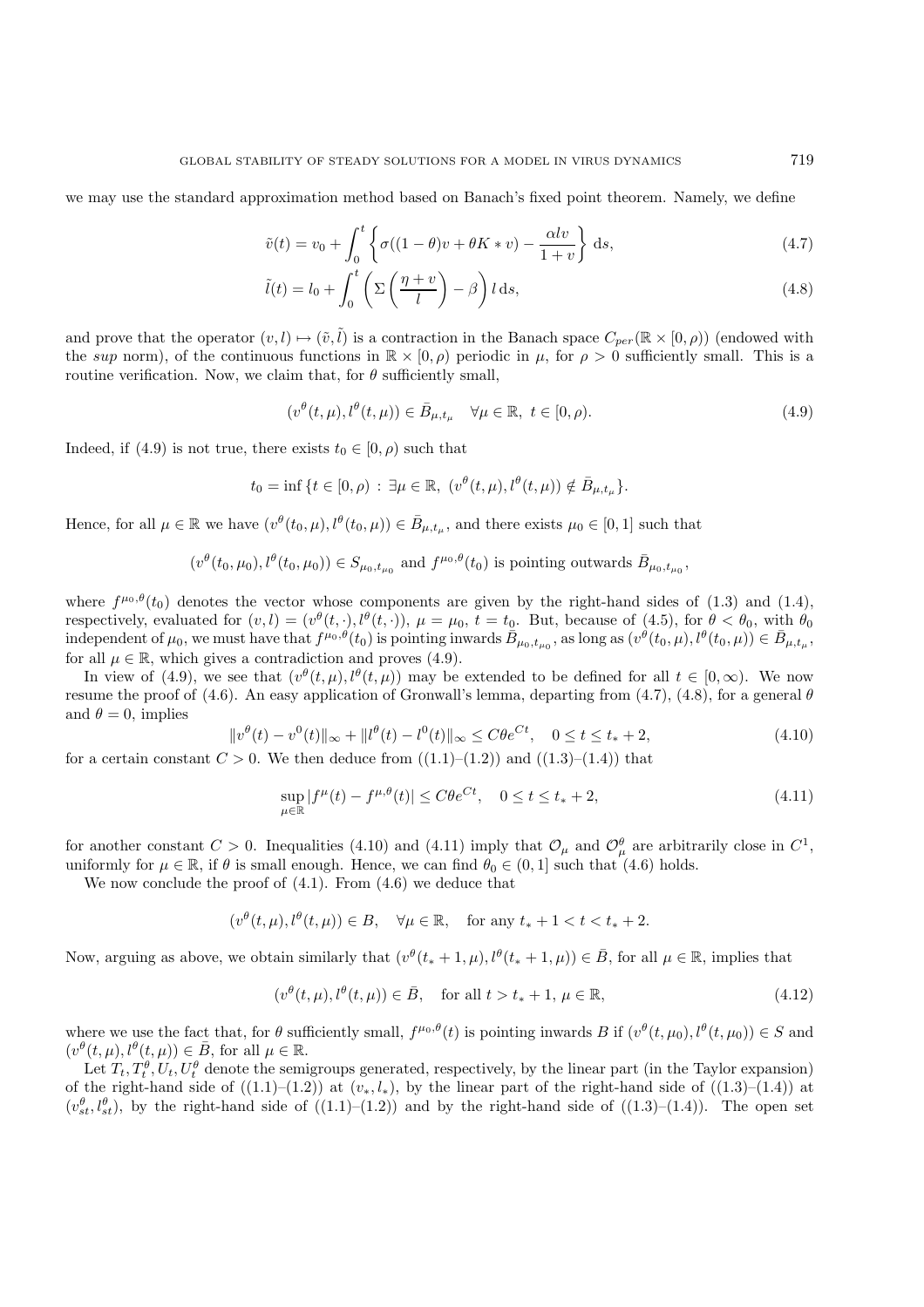we may use the standard approximation method based on Banach's fixed point theorem. Namely, we define

$$\tilde{v}(t) = v_0 + \int_0^t \left\{ \sigma((1-\theta)v + \theta K * v) - \frac{\alpha l v}{1+v} \right\} \, \mathrm{d}s, \tag{4.7}$$

$$\tilde{l}(t) = l_0 + \int_0^t \left( \Sigma\left(\frac{\eta + v}{l}\right) - \beta \right) l \, \mathrm{d}s, \tag{4.8}$$

and prove that the operator $(v, l) \mapsto (\tilde{v}, \tilde{l})$ is a contraction in the Banach space $C_{per}(\mathbb{R} \times [0, \rho))$ (endowed with the *sup* norm), of the continuous functions in $\mathbb{R} \times [0, \rho)$ periodic in $\mu$, for $\rho > 0$ sufficiently small. This is a routine verification. Now, we claim that, for $\theta$ sufficiently small,

$$(v^\theta(t, \mu), l^\theta(t, \mu)) \in \bar{B}_{\mu, t_\mu} \quad \forall \mu \in \mathbb{R}, \; t \in [0, \rho). \tag{4.9}$$

Indeed, if (4.9) is not true, there exists $t_0 \in [0, \rho)$ such that

$$t_0 = \inf \{ t \in [0, \rho) \, : \, \exists \mu \in \mathbb{R}, \; (v^\theta(t, \mu), l^\theta(t, \mu)) \notin \bar{B}_{\mu, t_\mu} \}.$$

Hence, for all $\mu \in \mathbb{R}$ we have $(v^\theta(t_0, \mu), l^\theta(t_0, \mu)) \in \bar{B}_{\mu, t_\mu}$, and there exists $\mu_0 \in [0, 1]$ such that

$$(v^\theta(t_0, \mu_0), l^\theta(t_0, \mu_0)) \in S_{\mu_0, t_{\mu_0}} \text{ and } f^{\mu_0, \theta}(t_0) \text{ is pointing outwards } \bar{B}_{\mu_0, t_{\mu_0}},$$

where $f^{\mu_0, \theta}(t_0)$ denotes the vector whose components are given by the right-hand sides of (1.3) and (1.4), respectively, evaluated for $(v, l) = (v^\theta(t, \cdot), l^\theta(t, \cdot))$, $\mu = \mu_0$, $t = t_0$. But, because of (4.5), for $\theta < \theta_0$, with $\theta_0$ independent of $\mu_0$, we must have that $f^{\mu_0, \theta}(t_0)$ is pointing inwards $\bar{B}_{\mu_0, t_{\mu_0}}$, as long as $(v^\theta(t_0, \mu), l^\theta(t_0, \mu)) \in \bar{B}_{\mu, t_\mu}$, for all $\mu \in \mathbb{R}$, which gives a contradiction and proves (4.9).

In view of (4.9), we see that $(v^\theta(t, \mu), l^\theta(t, \mu))$ may be extended to be defined for all $t \in [0, \infty)$. We now resume the proof of (4.6). An easy application of Gronwall's lemma, departing from (4.7), (4.8), for a general $\theta$ and $\theta = 0$, implies

$$\|v^\theta(t) - v^0(t)\|_\infty + \|l^\theta(t) - l^0(t)\|_\infty \leq C\theta e^{Ct}, \quad 0 \leq t \leq t_* + 2, \tag{4.10}$$

for a certain constant $C > 0$. We then deduce from ((1.1)–(1.2)) and ((1.3)–(1.4)) that

$$\sup_{\mu \in \mathbb{R}} |f^\mu(t) - f^{\mu, \theta}(t)| \leq C\theta e^{Ct}, \quad 0 \leq t \leq t_* + 2, \tag{4.11}$$

for another constant $C > 0$. Inequalities (4.10) and (4.11) imply that $\mathcal{O}_\mu$ and $\mathcal{O}_\mu^\theta$ are arbitrarily close in $C^1$, uniformly for $\mu \in \mathbb{R}$, if $\theta$ is small enough. Hence, we can find $\theta_0 \in (0, 1]$ such that (4.6) holds.

We now conclude the proof of (4.1). From (4.6) we deduce that

$$(v^\theta(t, \mu), l^\theta(t, \mu)) \in B, \quad \forall \mu \in \mathbb{R}, \quad \text{for any } t_* + 1 < t < t_* + 2.$$

Now, arguing as above, we obtain similarly that $(v^\theta(t_* + 1, \mu), l^\theta(t_* + 1, \mu)) \in \bar{B}$, for all $\mu \in \mathbb{R}$, implies that

$$(v^\theta(t, \mu), l^\theta(t, \mu)) \in \bar{B}, \quad \text{for all } t > t_* + 1, \, \mu \in \mathbb{R}, \tag{4.12}$$

where we use the fact that, for $\theta$ sufficiently small, $f^{\mu_0, \theta}(t)$ is pointing inwards $B$ if $(v^\theta(t, \mu_0), l^\theta(t, \mu_0)) \in S$ and $(v^\theta(t, \mu), l^\theta(t, \mu)) \in \bar{B}$, for all $\mu \in \mathbb{R}$.

Let $T_t, T_t^\theta, U_t, U_t^\theta$ denote the semigroups generated, respectively, by the linear part (in the Taylor expansion) of the right-hand side of ((1.1)–(1.2)) at $(v_*, l_*)$, by the linear part of the right-hand side of ((1.3)–(1.4)) at $(v_{st}^\theta, l_{st}^\theta)$, by the right-hand side of ((1.1)–(1.2)) and by the right-hand side of ((1.3)–(1.4)). The open set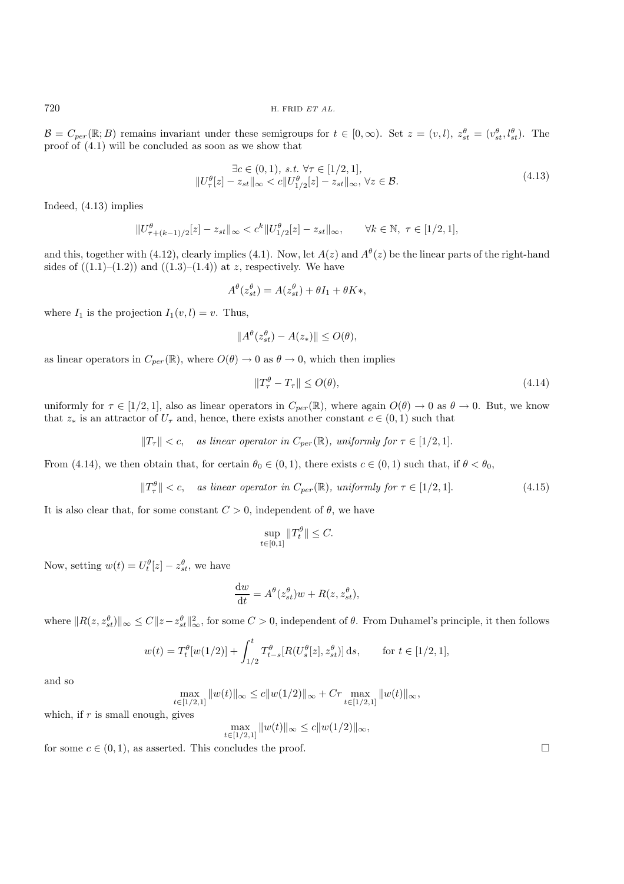$\mathcal{B} = C_{per}(\mathbb{R}; B)$ remains invariant under these semigroups for $t \in [0, \infty)$. Set $z = (v, l)$, $z_{st}^\theta = (v_{st}^\theta, l_{st}^\theta)$. The proof of (4.1) will be concluded as soon as we show that

$$
\begin{gathered}
\exists c \in (0,1), \ s.t. \ \forall \tau \in [1/2, 1], \\
\|U_\tau^\theta[z] - z_{st}\|_\infty < c \|U_{1/2}^\theta[z] - z_{st}\|_\infty, \ \forall z \in \mathcal{B}.
\end{gathered}
\tag{4.13}
$$

Indeed, (4.13) implies

$$
\|U_{\tau+(k-1)/2}^\theta[z] - z_{st}\|_\infty < c^k \|U_{1/2}^\theta[z] - z_{st}\|_\infty, \qquad \forall k \in \mathbb{N}, \ \tau \in [1/2, 1],
$$

and this, together with (4.12), clearly implies (4.1). Now, let $A(z)$ and $A^\theta(z)$ be the linear parts of the right-hand sides of ((1.1)–(1.2)) and ((1.3)–(1.4)) at $z$, respectively. We have

$$
A^\theta(z_{st}^\theta) = A(z_{st}^\theta) + \theta I_1 + \theta K *,
$$

where $I_1$ is the projection $I_1(v, l) = v$. Thus,

$$
\|A^\theta(z_{st}^\theta) - A(z_*)\| \leq O(\theta),
$$

as linear operators in $C_{per}(\mathbb{R})$, where $O(\theta) \to 0$ as $\theta \to 0$, which then implies

$$
\|T_\tau^\theta - T_\tau\| \leq O(\theta),
\tag{4.14}
$$

uniformly for $\tau \in [1/2, 1]$, also as linear operators in $C_{per}(\mathbb{R})$, where again $O(\theta) \to 0$ as $\theta \to 0$. But, we know that $z_*$ is an attractor of $U_\tau$ and, hence, there exists another constant $c \in (0, 1)$ such that

$$
\|T_\tau\| < c, \quad \textit{as linear operator in } C_{per}(\mathbb{R}), \textit{ uniformly for } \tau \in [1/2, 1].
$$

From (4.14), we then obtain that, for certain $\theta_0 \in (0, 1)$, there exists $c \in (0, 1)$ such that, if $\theta < \theta_0$,

$$
\|T_\tau^\theta\| < c, \quad \textit{as linear operator in } C_{per}(\mathbb{R}), \textit{ uniformly for } \tau \in [1/2, 1].
\tag{4.15}
$$

It is also clear that, for some constant $C > 0$, independent of $\theta$, we have

$$
\sup_{t \in [0,1]} \|T_t^\theta\| \leq C.
$$

Now, setting $w(t) = U_t^\theta[z] - z_{st}^\theta$, we have

$$
\frac{\mathrm{d}w}{\mathrm{d}t} = A^\theta(z_{st}^\theta) w + R(z, z_{st}^\theta),
$$

where $\|R(z, z_{st}^\theta)\|_\infty \leq C \|z - z_{st}^\theta\|_\infty^2$, for some $C > 0$, independent of $\theta$. From Duhamel's principle, it then follows

$$
w(t) = T_t^\theta[w(1/2)] + \int_{1/2}^t T_{t-s}^\theta[R(U_s^\theta[z], z_{st}^\theta)] \, \mathrm{d}s, \qquad \text{for } t \in [1/2, 1],
$$

and so

$$
\max_{t \in [1/2, 1]} \|w(t)\|_\infty \leq c \|w(1/2)\|_\infty + Cr \max_{t \in [1/2, 1]} \|w(t)\|_\infty,
$$

which, if $r$ is small enough, gives

$$
\max_{t \in [1/2, 1]} \|w(t)\|_\infty \leq c \|w(1/2)\|_\infty,
$$

for some $c \in (0, 1)$, as asserted. This concludes the proof. $\square$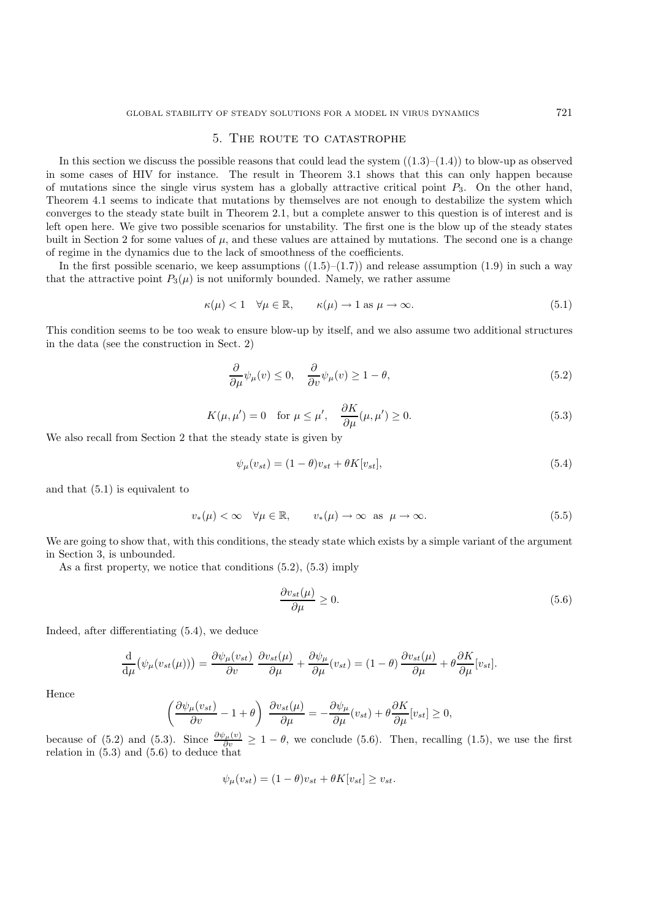## 5. The route to catastrophe

In this section we discuss the possible reasons that could lead the system ((1.3)–(1.4)) to blow-up as observed in some cases of HIV for instance. The result in Theorem 3.1 shows that this can only happen because of mutations since the single virus system has a globally attractive critical point $P_3$. On the other hand, Theorem 4.1 seems to indicate that mutations by themselves are not enough to destabilize the system which converges to the steady state built in Theorem 2.1, but a complete answer to this question is of interest and is left open here. We give two possible scenarios for unstability. The first one is the blow up of the steady states built in Section 2 for some values of $\mu$, and these values are attained by mutations. The second one is a change of regime in the dynamics due to the lack of smoothness of the coefficients.

In the first possible scenario, we keep assumptions ((1.5)–(1.7)) and release assumption (1.9) in such a way that the attractive point $P_3(\mu)$ is not uniformly bounded. Namely, we rather assume

$$\kappa(\mu) < 1 \quad \forall \mu \in \mathbb{R}, \qquad \kappa(\mu) \to 1 \text{ as } \mu \to \infty. \tag{5.1}$$

This condition seems to be too weak to ensure blow-up by itself, and we also assume two additional structures in the data (see the construction in Sect. 2)

$$\frac{\partial}{\partial \mu} \psi_\mu(v) \leq 0, \quad \frac{\partial}{\partial v} \psi_\mu(v) \geq 1 - \theta, \tag{5.2}$$

$$K(\mu, \mu') = 0 \quad \text{for } \mu \leq \mu', \quad \frac{\partial K}{\partial \mu}(\mu, \mu') \geq 0. \tag{5.3}$$

We also recall from Section 2 that the steady state is given by

$$\psi_\mu(v_{st}) = (1 - \theta) v_{st} + \theta K[v_{st}], \tag{5.4}$$

and that (5.1) is equivalent to

$$v_*(\mu) < \infty \quad \forall \mu \in \mathbb{R}, \qquad v_*(\mu) \to \infty \text{ as } \mu \to \infty. \tag{5.5}$$

We are going to show that, with this conditions, the steady state which exists by a simple variant of the argument in Section 3, is unbounded.

As a first property, we notice that conditions (5.2), (5.3) imply

$$\frac{\partial v_{st}(\mu)}{\partial \mu} \geq 0. \tag{5.6}$$

Indeed, after differentiating (5.4), we deduce

$$\frac{\mathrm{d}}{\mathrm{d}\mu} \big( \psi_\mu(v_{st}(\mu)) \big) = \frac{\partial \psi_\mu(v_{st})}{\partial v} \, \frac{\partial v_{st}(\mu)}{\partial \mu} + \frac{\partial \psi_\mu}{\partial \mu}(v_{st}) = (1-\theta) \, \frac{\partial v_{st}(\mu)}{\partial \mu} + \theta \frac{\partial K}{\partial \mu}[v_{st}].$$

Hence

$$\left( \frac{\partial \psi_\mu(v_{st})}{\partial v} - 1 + \theta \right) \, \frac{\partial v_{st}(\mu)}{\partial \mu} = - \frac{\partial \psi_\mu}{\partial \mu}(v_{st}) + \theta \frac{\partial K}{\partial \mu}[v_{st}] \geq 0,$$

because of (5.2) and (5.3). Since $\frac{\partial \psi_\mu(v)}{\partial v} \geq 1 - \theta$, we conclude (5.6). Then, recalling (1.5), we use the first relation in (5.3) and (5.6) to deduce that

$$\psi_\mu(v_{st}) = (1-\theta) v_{st} + \theta K[v_{st}] \geq v_{st}.$$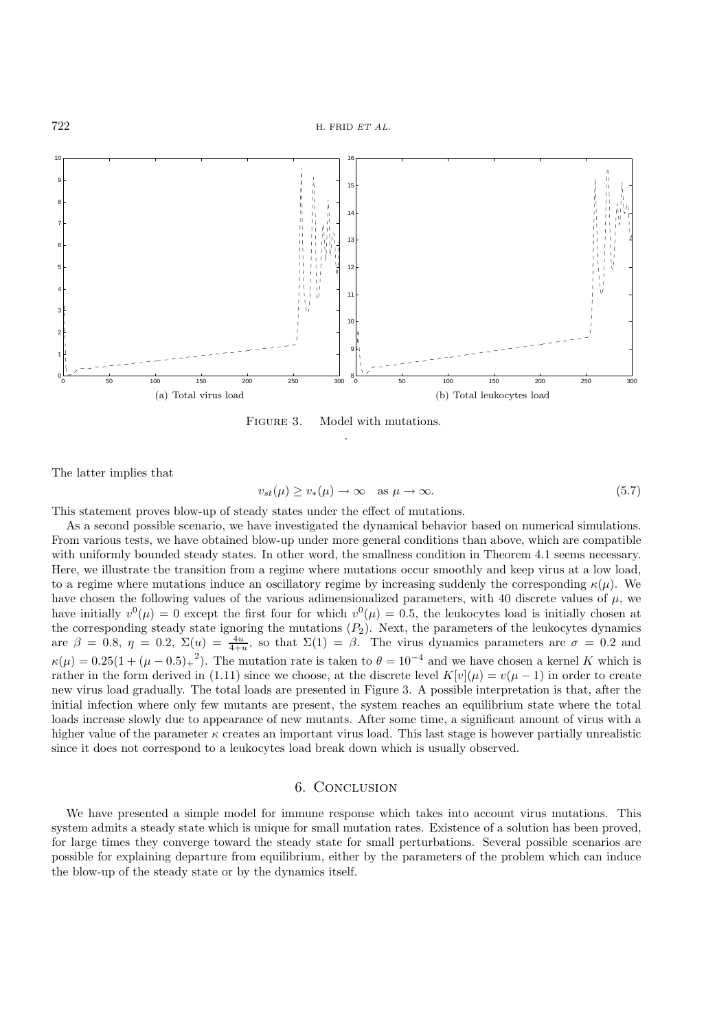FIGURE 3. Model with mutations.

(a) Total virus load

(b) Total leukocytes load

The latter implies that

$$v_{st}(\mu) \geq v_*(\mu) \to \infty \quad \text{as } \mu \to \infty. \tag{5.7}$$

This statement proves blow-up of steady states under the effect of mutations.

As a second possible scenario, we have investigated the dynamical behavior based on numerical simulations. From various tests, we have obtained blow-up under more general conditions than above, which are compatible with uniformly bounded steady states. In other word, the smallness condition in Theorem 4.1 seems necessary. Here, we illustrate the transition from a regime where mutations occur smoothly and keep virus at a low load, to a regime where mutations induce an oscillatory regime by increasing suddenly the corresponding $\kappa(\mu)$. We have chosen the following values of the various adimensionalized parameters, with 40 discrete values of $\mu$, we have initially $v^0(\mu) = 0$ except the first four for which $v^0(\mu) = 0.5$, the leukocytes load is initially chosen at the corresponding steady state ignoring the mutations $(P_2)$. Next, the parameters of the leukocytes dynamics are $\beta = 0.8$, $\eta = 0.2$, $\Sigma(u) = \frac{4u}{4+u}$, so that $\Sigma(1) = \beta$. The virus dynamics parameters are $\sigma = 0.2$ and $\kappa(\mu) = 0.25(1 + {(\mu - 0.5)_+}^2)$. The mutation rate is taken to $\theta = 10^{-4}$ and we have chosen a kernel $K$ which is rather in the form derived in (1.11) since we choose, at the discrete level $K[v](\mu) = v(\mu - 1)$ in order to create new virus load gradually. The total loads are presented in Figure 3. A possible interpretation is that, after the initial infection where only few mutants are present, the system reaches an equilibrium state where the total loads increase slowly due to appearance of new mutants. After some time, a significant amount of virus with a higher value of the parameter $\kappa$ creates an important virus load. This last stage is however partially unrealistic since it does not correspond to a leukocytes load break down which is usually observed.

## 6. Conclusion

We have presented a simple model for immune response which takes into account virus mutations. This system admits a steady state which is unique for small mutation rates. Existence of a solution has been proved, for large times they converge toward the steady state for small perturbations. Several possible scenarios are possible for explaining departure from equilibrium, either by the parameters of the problem which can induce the blow-up of the steady state or by the dynamics itself.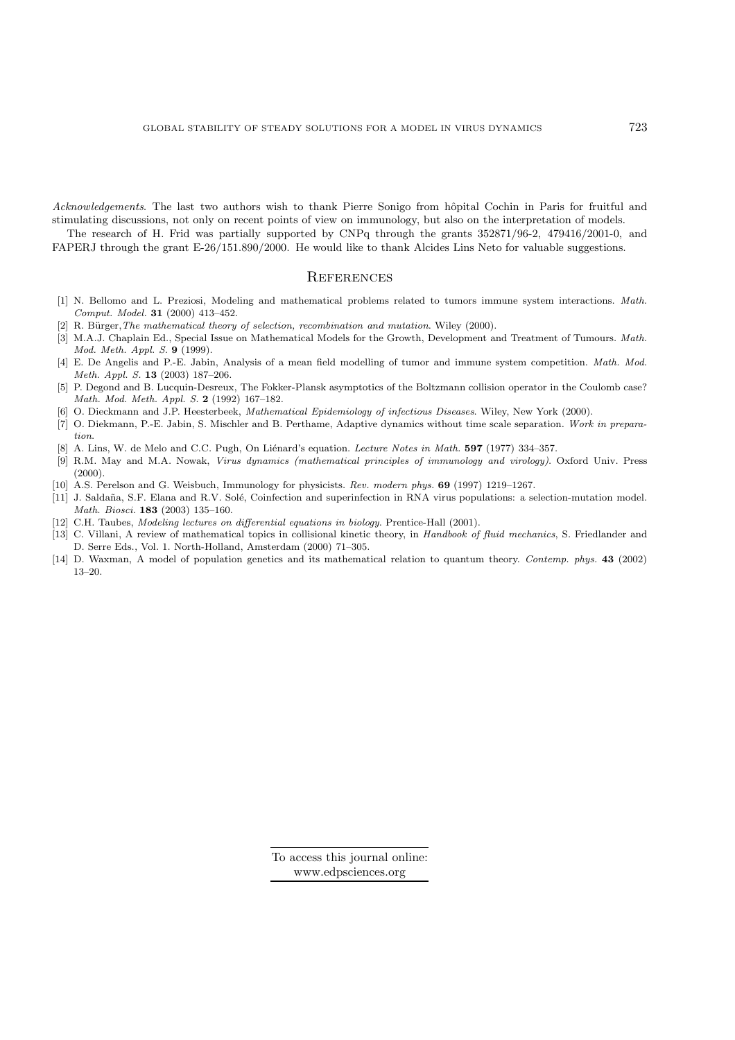*Acknowledgements*. The last two authors wish to thank Pierre Sonigo from hôpital Cochin in Paris for fruitful and stimulating discussions, not only on recent points of view on immunology, but also on the interpretation of models.

The research of H. Frid was partially supported by CNPq through the grants 352871/96-2, 479416/2001-0, and FAPERJ through the grant E-26/151.890/2000. He would like to thank Alcides Lins Neto for valuable suggestions.

## References

[1] N. Bellomo and L. Preziosi, Modeling and mathematical problems related to tumors immune system interactions. *Math. Comput. Model.* **31** (2000) 413–452.

[2] R. Bürger, *The mathematical theory of selection, recombination and mutation*. Wiley (2000).

[3] M.A.J. Chaplain Ed., Special Issue on Mathematical Models for the Growth, Development and Treatment of Tumours. *Math. Mod. Meth. Appl. S.* **9** (1999).

[4] E. De Angelis and P.-E. Jabin, Analysis of a mean field modelling of tumor and immune system competition. *Math. Mod. Meth. Appl. S.* **13** (2003) 187–206.

[5] P. Degond and B. Lucquin-Desreux, The Fokker-Plansk asymptotics of the Boltzmann collision operator in the Coulomb case? *Math. Mod. Meth. Appl. S.* **2** (1992) 167–182.

[6] O. Dieckmann and J.P. Heesterbeek, *Mathematical Epidemiology of infectious Diseases*. Wiley, New York (2000).

[7] O. Diekmann, P.-E. Jabin, S. Mischler and B. Perthame, Adaptive dynamics without time scale separation. *Work in preparation*.

[8] A. Lins, W. de Melo and C.C. Pugh, On Liénard's equation. *Lecture Notes in Math.* **597** (1977) 334–357.

[9] R.M. May and M.A. Nowak, *Virus dynamics (mathematical principles of immunology and virology)*. Oxford Univ. Press (2000).

[10] A.S. Perelson and G. Weisbuch, Immunology for physicists. *Rev. modern phys.* **69** (1997) 1219–1267.

[11] J. Saldaña, S.F. Elana and R.V. Solé, Coinfection and superinfection in RNA virus populations: a selection-mutation model. *Math. Biosci.* **183** (2003) 135–160.

[12] C.H. Taubes, *Modeling lectures on differential equations in biology*. Prentice-Hall (2001).

[13] C. Villani, A review of mathematical topics in collisional kinetic theory, in *Handbook of fluid mechanics*, S. Friedlander and D. Serre Eds., Vol. 1. North-Holland, Amsterdam (2000) 71–305.

[14] D. Waxman, A model of population genetics and its mathematical relation to quantum theory. *Contemp. phys.* **43** (2002) 13–20.

To access this journal online:
www.edpsciences.org